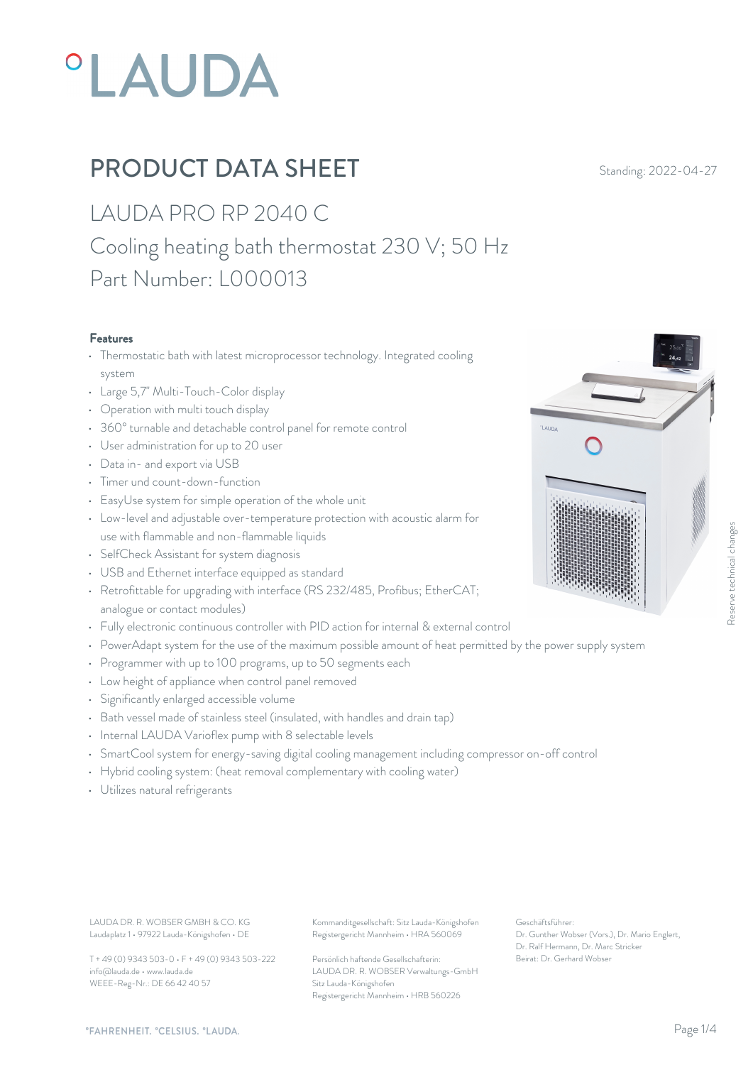# PRODUCT DATA SHEET

Standing: 2022-04-27

## LAUDA PRO RP 2040 C

## Cooling heating bath thermostat 230 V; 50 Hz

## Part Number: L000013

### Features

- Thermostatic bath with latest microprocessor technology. Integrated cooling system
- Large 5,7" Multi-Touch-Color display
- Operation with multi touch display
- 360° turnable and detachable control panel for remote control
- User administration for up to 20 user
- Data in- and export via USB
- Timer und count-down-function
- EasyUse system for simple operation of the whole unit
- Low-level and adjustable over-temperature protection with acoustic alarm for use with flammable and non-flammable liquids
- SelfCheck Assistant for system diagnosis
- USB and Ethernet interface equipped as standard
- Retrofittable for upgrading with interface (RS 232/485, Profibus; EtherCAT; analogue or contact modules)
- Fully electronic continuous controller with PID action for internal & external control
- PowerAdapt system for the use of the maximum possible amount of heat permitted by the power supply system
- Programmer with up to 100 programs, up to 50 segments each
- Low height of appliance when control panel removed
- Significantly enlarged accessible volume
- Bath vessel made of stainless steel (insulated, with handles and drain tap)
- Internal LAUDA Varioflex pump with 8 selectable levels
- SmartCool system for energy-saving digital cooling management including compressor on-off control
- Hybrid cooling system: (heat removal complementary with cooling water)
- Utilizes natural refrigerants

Reserve technical changes

LAUDA DR. R. WOBSER GMBH & CO. KG
Laudaplatz 1 • 97922 Lauda-Königshofen • DE

T + 49 (0) 9343 503-0 • F + 49 (0) 9343 503-222
info@lauda.de • www.lauda.de
WEEE-Reg-Nr.: DE 66 42 40 57

Kommanditgesellschaft: Sitz Lauda-Königshofen
Registergericht Mannheim • HRA 560069

Persönlich haftende Gesellschafterin:
LAUDA DR. R. WOBSER Verwaltungs-GmbH
Sitz Lauda-Königshofen
Registergericht Mannheim • HRB 560226

Geschäftsführer:
Dr. Gunther Wobser (Vors.), Dr. Mario Englert, Dr. Ralf Hermann, Dr. Marc Stricker
Beirat: Dr. Gerhard Wobser

°FAHRENHEIT. °CELSIUS. °LAUDA.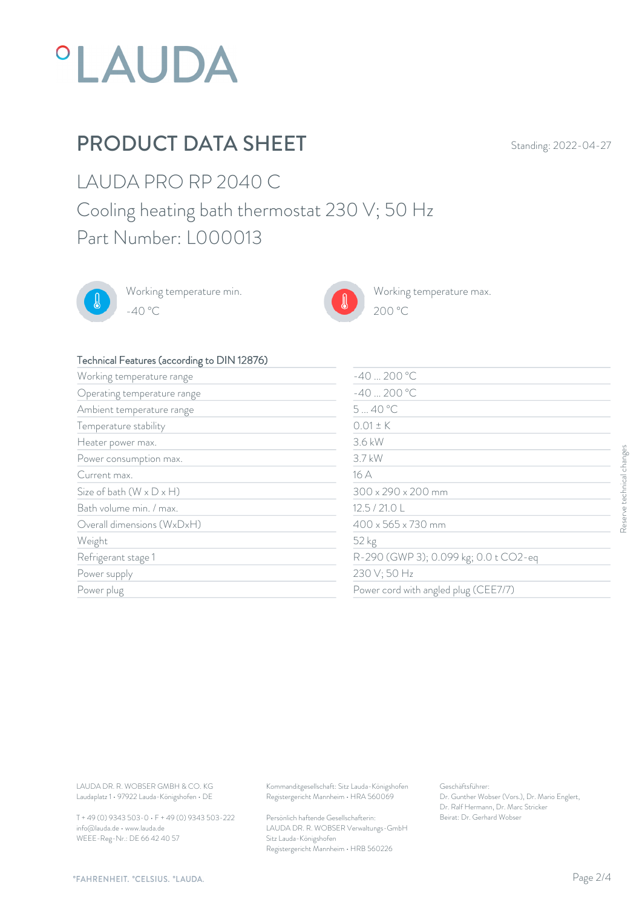# PRODUCT DATA SHEET

Standing: 2022-04-27

## LAUDA PRO RP 2040 C

Cooling heating bath thermostat 230 V; 50 Hz

Part Number: L000013

Working temperature min.
-40 °C

Working temperature max.
200 °C

| Technical Features (according to DIN 12876) | |
|---|---|
| Working temperature range | -40 ... 200 °C |
| Operating temperature range | -40 ... 200 °C |
| Ambient temperature range | 5 ... 40 °C |
| Temperature stability | 0.01 ± K |
| Heater power max. | 3.6 kW |
| Power consumption max. | 3.7 kW |
| Current max. | 16 A |
| Size of bath (W x D x H) | 300 x 290 x 200 mm |
| Bath volume min. / max. | 12.5 / 21.0 L |
| Overall dimensions (WxDxH) | 400 x 565 x 730 mm |
| Weight | 52 kg |
| Refrigerant stage 1 | R-290 (GWP 3); 0.099 kg; 0.0 t $CO_2$-eq |
| Power supply | 230 V; 50 Hz |
| Power plug | Power cord with angled plug (CEE7/7) |

Reserve technical changes

LAUDA DR. R. WOBSER GMBH & CO. KG
Laudaplatz 1 • 97922 Lauda-Königshofen • DE

T + 49 (0) 9343 503-0 • F + 49 (0) 9343 503-222
info@lauda.de • www.lauda.de
WEEE-Reg-Nr.: DE 66 42 40 57

Kommanditgesellschaft: Sitz Lauda-Königshofen
Registergericht Mannheim • HRA 560069

Persönlich haftende Gesellschafterin:
LAUDA DR. R. WOBSER Verwaltungs-GmbH
Sitz Lauda-Königshofen
Registergericht Mannheim • HRB 560226

Geschäftsführer:
Dr. Gunther Wobser (Vors.), Dr. Mario Englert, Dr. Ralf Hermann, Dr. Marc Stricker
Beirat: Dr. Gerhard Wobser

°FAHRENHEIT. °CELSIUS. °LAUDA.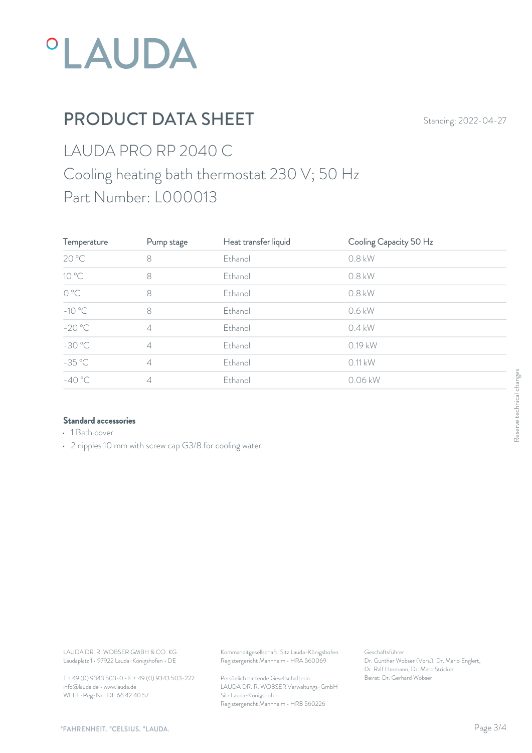# PRODUCT DATA SHEET

Standing: 2022-04-27

## LAUDA PRO RP 2040 C

## Cooling heating bath thermostat 230 V; 50 Hz

## Part Number: L000013

| Temperature | Pump stage | Heat transfer liquid | Cooling Capacity 50 Hz |
|---|---|---|---|
| 20 °C | 8 | Ethanol | 0.8 kW |
| 10 °C | 8 | Ethanol | 0.8 kW |
| 0 °C | 8 | Ethanol | 0.8 kW |
| -10 °C | 8 | Ethanol | 0.6 kW |
| -20 °C | 4 | Ethanol | 0.4 kW |
| -30 °C | 4 | Ethanol | 0.19 kW |
| -35 °C | 4 | Ethanol | 0.11 kW |
| -40 °C | 4 | Ethanol | 0.06 kW |

**Standard accessories**

- 1 Bath cover
- 2 nipples 10 mm with screw cap G3/8 for cooling water

Reserve technical changes

LAUDA DR. R. WOBSER GMBH & CO. KG
Laudaplatz 1 • 97922 Lauda-Königshofen • DE

T + 49 (0) 9343 503-0 • F + 49 (0) 9343 503-222
info@lauda.de • www.lauda.de
WEEE-Reg-Nr.: DE 66 42 40 57

Kommanditgesellschaft: Sitz Lauda-Königshofen
Registergericht Mannheim • HRA 560069

Persönlich haftende Gesellschafterin:
LAUDA DR. R. WOBSER Verwaltungs-GmbH
Sitz Lauda-Königshofen
Registergericht Mannheim • HRB 560226

Geschäftsführer:
Dr. Gunther Wobser (Vors.), Dr. Mario Englert,
Dr. Ralf Hermann, Dr. Marc Stricker
Beirat: Dr. Gerhard Wobser

°FAHRENHEIT. °CELSIUS. °LAUDA.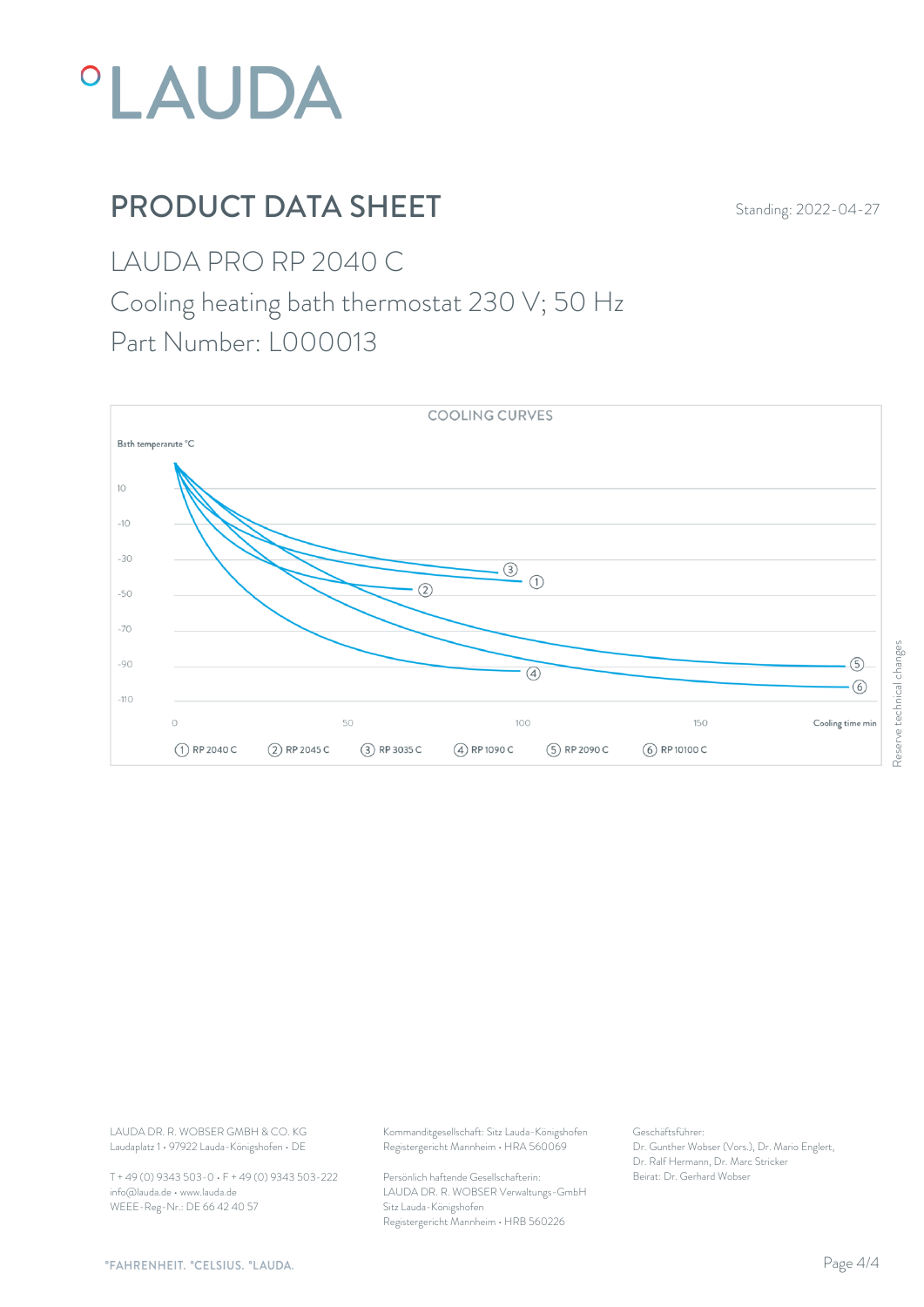# PRODUCT DATA SHEET

Standing: 2022-04-27

LAUDA PRO RP 2040 C

Cooling heating bath thermostat 230 V; 50 Hz

Part Number: L000013

COOLING CURVES

Bath temperarute °C

10
-10
-30
-50
-70
-90
-110

0
50
100
150
Cooling time min

③
①
②
④
⑤
⑥

① RP 2040 C
② RP 2045 C
③ RP 3035 C
④ RP 1090 C
⑤ RP 2090 C
⑥ RP 10100 C

Reserve technical changes

LAUDA DR. R. WOBSER GMBH & CO. KG
Laudaplatz 1 • 97922 Lauda-Königshofen • DE

T + 49 (0) 9343 503-0 • F + 49 (0) 9343 503-222
info@lauda.de • www.lauda.de
WEEE-Reg-Nr.: DE 66 42 40 57

Kommanditgesellschaft: Sitz Lauda-Königshofen
Registergericht Mannheim • HRA 560069

Persönlich haftende Gesellschafterin:
LAUDA DR. R. WOBSER Verwaltungs-GmbH
Sitz Lauda-Königshofen
Registergericht Mannheim • HRB 560226

Geschäftsführer:
Dr. Gunther Wobser (Vors.), Dr. Mario Englert,
Dr. Ralf Hermann, Dr. Marc Stricker
Beirat: Dr. Gerhard Wobser

°FAHRENHEIT. °CELSIUS. °LAUDA.